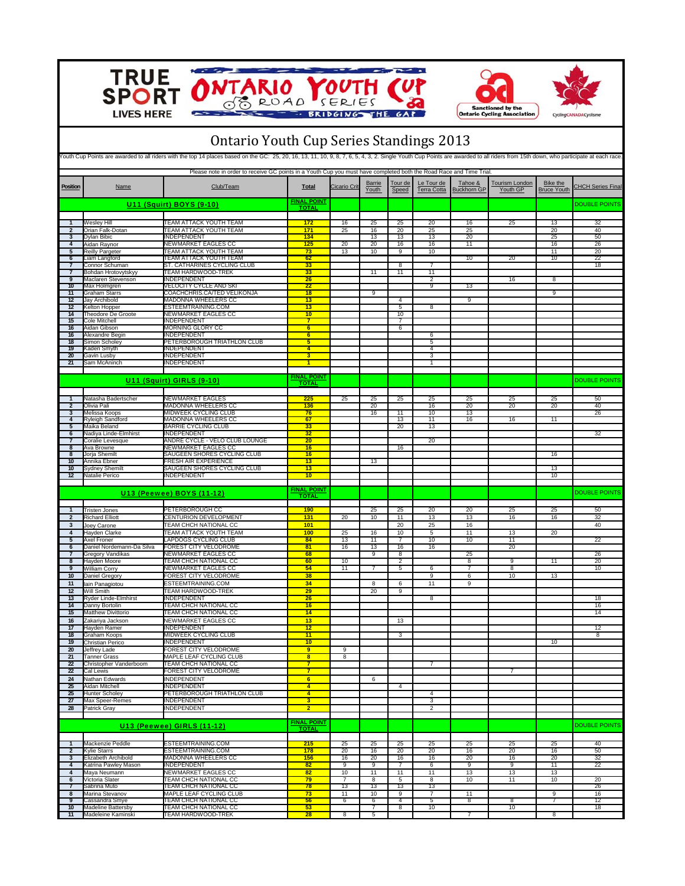# Ontario Youth Cup Series Standings 2013

Youth Cup Points are awarded to all riders with the top 14 places based on the GC: 25, 20, 16, 13, 11, 10, 9, 8, 7, 6, 5, 4, 3, 2. Single Youth Cup Points are awarded to all riders from 15th down, who participate at each race.

Please note in order to receive GC points in a Youth Cup you must have completed both the Road Race and Time Trial.

| Position | Name | Club/Team | Total | Cicario Crit | Barrie Youth | Tour de Speed | Le Tour de Terra Cotta | Tahoe & Buckhorn GP | Tourism London Youth GP | Bike the Bruce Youth | CHCH Series Final |
|---|---|---|---|---|---|---|---|---|---|---|---|
| **U11 (Squirt) BOYS (9-10)** | | | **FINAL POINT TOTAL** | | | | | | | | DOUBLE POINTS |
| 1 | Wesley Hill | TEAM ATTACK YOUTH TEAM | **172** | 16 | 25 | 25 | 20 | 16 | 25 | 13 | 32 |
| 2 | Orian Falk-Dotan | TEAM ATTACK YOUTH TEAM | **171** | 25 | 16 | 20 | 25 | 25 | | 20 | 40 |
| 3 | Dylan Bibic | INDEPENDENT | **134** | | 13 | 13 | 13 | 20 | | 25 | 50 |
| 4 | Aidan Raynor | NEWMARKET EAGLES CC | **125** | 20 | 20 | 16 | 16 | 11 | | 16 | 26 |
| 5 | Reilly Pargeter | TEAM ATTACK YOUTH TEAM | **73** | 13 | 10 | 9 | 10 | | | 11 | 20 |
| 6 | Liam Langford | TEAM ATTACK YOUTH TEAM | **62** | | | | | 10 | 20 | 10 | 22 |
| 7 | Connor Schuman | ST. CATHARINES CYCLING CLUB | **33** | | | 8 | 7 | | | | 18 |
| 7 | Bohdan Hrotovytskyy | TEAM HARDWOOD-TREK | **33** | | 11 | 11 | 11 | | | | |
| 9 | Maclaren Stevenson | INDEPENDENT | **26** | | | | 2 | | 16 | 8 | |
| 10 | Max Holmgren | VELOCITY CYCLE AND SKI | **22** | | | | 9 | 13 | | | |
| 11 | Graham Starrs | COACHCHRIS.CA/TED VELIKONJA | **18** | | 9 | | | | | 9 | |
| 12 | Jay Archibold | MADONNA WHEELERS CC | **13** | | | 4 | | 9 | | | |
| 12 | Kelton Hopper | ESTEEMTRAINING.COM | **13** | | | 5 | 8 | | | | |
| 14 | Theodore De Groote | NEWMARKET EAGLES CC | **10** | | | 10 | | | | | |
| 15 | Cole Mitchell | INDEPENDENT | **7** | | | 7 | | | | | |
| 16 | Aidan Gibson | MORNING GLORY CC | **6** | | | 6 | | | | | |
| 16 | Alexandre Begin | INDEPENDENT | **6** | | | | 6 | | | | |
| 18 | Simon Scholey | PETERBOROUGH TRIATHLON CLUB | **5** | | | | 5 | | | | |
| 19 | Kaden Smyth | INDEPENDENT | **4** | | | | 4 | | | | |
| 20 | Gavin Lusby | INDEPENDENT | **3** | | | | 3 | | | | |
| 21 | Sam McAninch | INDEPENDENT | **1** | | | | 1 | | | | |
| **U11 (Squirt) GIRLS (9-10)** | | | **FINAL POINT TOTAL** | | | | | | | | DOUBLE POINTS |
| 1 | Natasha Badertscher | NEWMARKET EAGLES | **225** | 25 | 25 | 25 | 25 | 25 | 25 | 25 | 50 |
| 2 | Olivia Pall | MADONNA WHEELERS CC | **136** | | 20 | | 16 | 20 | 20 | 20 | 40 |
| 3 | Melissa Koops | MIDWEEK CYCLING CLUB | **76** | | 16 | 11 | 10 | 13 | | | 26 |
| 4 | Ryleigh Sandford | MADONNA WHEELERS CC | **67** | | | 13 | 11 | 16 | 16 | 11 | |
| 5 | Maika Beland | BARRIE CYCLING CLUB | **33** | | | 20 | 13 | | | | |
| 6 | Nadiya Linde-Elmhirst | INDEPENDENT | **32** | | | | | | | | 32 |
| 7 | Coralie Levesque | ANDRE CYCLE - VELO CLUB LOUNGE | **20** | | | | 20 | | | | |
| 8 | Ava Browne | NEWMARKET EAGLES CC | **16** | | | 16 | | | | | |
| 8 | Jorja Shemilt | SAUGEEN SHORES CYCLING CLUB | **16** | | | | | | | 16 | |
| 10 | Annika Ebner | FRESH AIR EXPERIENCE | **13** | | 13 | | | | | | |
| 10 | Sydney Shemilt | SAUGEEN SHORES CYCLING CLUB | **13** | | | | | | | 13 | |
| 12 | Natalie Perico | INDEPENDENT | **10** | | | | | | | 10 | |
| **U13 (Peewee) BOYS (11-12)** | | | **FINAL POINT TOTAL** | | | | | | | | DOUBLE POINTS |
| 1 | Tristen Jones | PETERBOROUGH CC | **190** | | 25 | 25 | 20 | 20 | 25 | 25 | 50 |
| 2 | Richard Elliott | CENTURION DEVELOPMENT | **131** | 20 | 10 | 11 | 13 | 13 | 16 | 16 | 32 |
| 3 | Joey Carone | TEAM CHCH NATIONAL CC | **101** | | | 20 | 25 | 16 | | | 40 |
| 4 | Hayden Clarke | TEAM ATTACK YOUTH TEAM | **100** | 25 | 16 | 10 | 5 | 11 | 13 | 20 | |
| 5 | Axel Froner | LAPDOGS CYCLING CLUB | **84** | 13 | 11 | 7 | 10 | 10 | 11 | | 22 |
| 6 | Daniel Nordemann-Da Silva | FOREST CITY VELODROME | **81** | 16 | 13 | 16 | 16 | | 20 | | |
| 7 | Gregory Vandikas | NEWMARKET EAGLES CC | **68** | | 9 | 8 | | 25 | | | 26 |
| 8 | Hayden Moore | TEAM CHCH NATIONAL CC | **60** | 10 | | 2 | | 8 | 9 | 11 | 20 |
| 9 | William Corry | NEWMARKET EAGLES CC | **54** | 11 | 7 | 5 | 6 | 7 | 8 | | 10 |
| 10 | Daniel Gregory | FOREST CITY VELODROME | **38** | | | | 9 | 6 | 10 | 13 | |
| 11 | Iain Panagiotou | ESTEEMTRAINING.COM | **34** | | 8 | 6 | 11 | 9 | | | |
| 12 | Will Smith | TEAM HARDWOOD-TREK | **29** | | 20 | 9 | | | | | |
| 13 | Ryder Linde-Elmhirst | INDEPENDENT | **26** | | | | 8 | | | | 18 |
| 14 | Danny Bortolin | TEAM CHCH NATIONAL CC | **16** | | | | | | | | 16 |
| 15 | Matthew Divittorio | TEAM CHCH NATIONAL CC | **14** | | | | | | | | 14 |
| 16 | Zakariya Jackson | NEWMARKET EAGLES CC | **13** | | | 13 | | | | | |
| 17 | Hayden Ramer | INDEPENDENT | **12** | | | | | | | | 12 |
| 18 | Graham Koops | MIDWEEK CYCLING CLUB | **11** | | | 3 | | | | | 8 |
| 19 | Christian Perico | INDEPENDENT | **10** | | | | | | | 10 | |
| 20 | Jeffrey Lade | FOREST CITY VELODROME | **9** | 9 | | | | | | | |
| 21 | Tanner Grass | MAPLE LEAF CYCLING CLUB | **8** | 8 | | | | | | | |
| 22 | Christopher Vanderboom | TEAM CHCH NATIONAL CC | **7** | | | | 7 | | | | |
| 22 | Cal Lewis | FOREST CITY VELODROME | **7** | | | | | | 7 | | |
| 24 | Nathan Edwards | INDEPENDENT | **6** | | 6 | | | | | | |
| 25 | Aidan Mitchell | INDEPENDENT | **4** | | | 4 | | | | | |
| 25 | Hunter Scholey | PETERBOROUGH TRIATHLON CLUB | **4** | | | | 4 | | | | |
| 27 | Max Speer-Remes | INDEPENDENT | **3** | | | | 3 | | | | |
| 28 | Patrick Gray | INDEPENDENT | **2** | | | | 2 | | | | |
| **U13 (Peewee) GIRLS (11-12)** | | | **FINAL POINT TOTAL** | | | | | | | | DOUBLE POINTS |
| 1 | Mackenzie Peddle | ESTEEMTRAINING.COM | **215** | 25 | 25 | 25 | 25 | 25 | 25 | 25 | 40 |
| 2 | Kylie Starrs | ESTEEMTRAINING.COM | **178** | 20 | 16 | 20 | 20 | 16 | 20 | 16 | 50 |
| 3 | Elizabeth Archibold | MADONNA WHEELERS CC | **156** | 16 | 20 | 16 | 16 | 20 | 16 | 20 | 32 |
| 4 | Katrina Pawley Mason | INDEPENDENT | **82** | 9 | 9 | 7 | 6 | 9 | 9 | 11 | 22 |
| 4 | Maya Neumann | NEWMARKET EAGLES CC | **82** | 10 | 11 | 11 | 11 | 13 | 13 | 13 | |
| 6 | Victoria Slater | TEAM CHCH NATIONAL CC | **79** | 7 | 8 | 5 | 8 | 10 | 11 | 10 | 20 |
| 7 | Sabrina Muto | TEAM CHCH NATIONAL CC | **78** | 13 | 13 | 13 | 13 | | | | 26 |
| 8 | Marina Stevanov | MAPLE LEAF CYCLING CLUB | **73** | 11 | 10 | 9 | 7 | 11 | | 9 | 16 |
| 9 | Cassandra Smye | TEAM CHCH NATIONAL CC | **56** | 6 | 6 | 4 | 5 | 8 | 8 | 7 | 12 |
| 10 | Madeline Battersby | TEAM CHCH NATIONAL CC | **53** | | 7 | 8 | 10 | | 10 | | 18 |
| 11 | Madeleine Kaminski | TEAM HARDWOOD-TREK | **28** | 8 | 5 | | | 7 | | 8 | |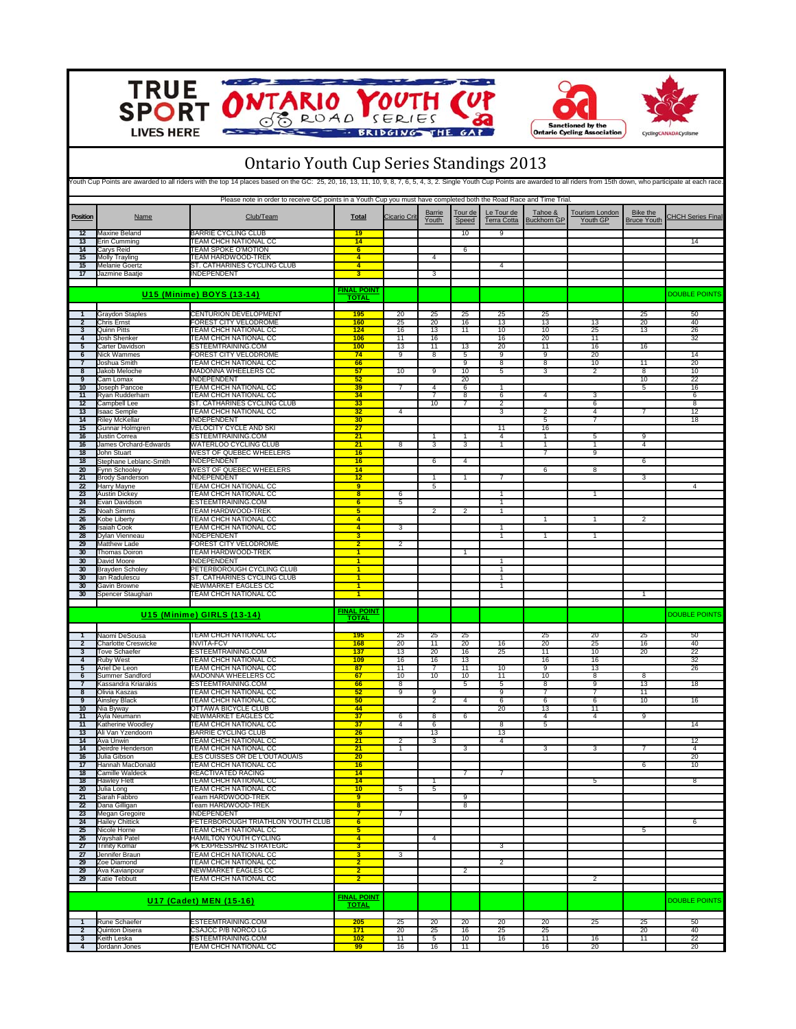# Ontario Youth Cup Series Standings 2013

Youth Cup Points are awarded to all riders with the top 14 places based on the GC: 25, 20, 16, 13, 11, 10, 9, 8, 7, 6, 5, 4, 3, 2. Single Youth Cup Points are awarded to all riders from 15th down, who participate at each race.

Please note in order to receive GC points in a Youth Cup you must have completed both the Road Race and Time Trial.

| Position | Name | Club/Team | Total | Cicario Crit | Barrie Youth | Tour de Speed | Le Tour de Terra Cotta | Tahoe & Buckhorn GP | Tourism London Youth GP | Bike the Bruce Youth | CHCH Series Final |
|---|---|---|---|---|---|---|---|---|---|---|---|
| 12 | Maxine Beland | BARRIE CYCLING CLUB | 19 | | | 10 | 9 | | | | |
| 13 | Erin Cumming | TEAM CHCH NATIONAL CC | 14 | | | | | | | | 14 |
| 14 | Carys Reid | TEAM SPOKE O'MOTION | 6 | | | 6 | | | | | |
| 15 | Molly Trayling | TEAM HARDWOOD-TREK | 4 | | 4 | | | | | | |
| 15 | Melanie Goertz | ST. CATHARINES CYCLING CLUB | 4 | | | | 4 | | | | |
| 17 | Jazmine Baatje | INDEPENDENT | 3 | | 3 | | | | | | |
| | **U15 (Minime) BOYS (13-14)** | | **FINAL POINT TOTAL** | | | | | | | | **DOUBLE POINTS** |
| 1 | Graydon Staples | CENTURION DEVELOPMENT | 195 | 20 | 25 | 25 | 25 | 25 | | 25 | 50 |
| 2 | Chris Ernst | FOREST CITY VELODROME | 160 | 25 | 20 | 16 | 13 | 13 | 13 | 20 | 40 |
| 3 | Quinn Pitts | TEAM CHCH NATIONAL CC | 124 | 16 | 13 | 11 | 10 | 10 | 25 | 13 | 26 |
| 4 | Josh Shenker | TEAM CHCH NATIONAL CC | 106 | 11 | 16 | | 16 | 20 | 11 | | 32 |
| 5 | Carter Davidson | ESTEEMTRAINING.COM | 100 | 13 | 11 | 13 | 20 | 11 | 16 | 16 | |
| 6 | Nick Wammes | FOREST CITY VELODROME | 74 | 9 | 8 | 5 | 9 | 9 | 20 | | 14 |
| 7 | Joshua Smith | TEAM CHCH NATIONAL CC | 66 | | | 9 | 8 | 8 | 10 | 11 | 20 |
| 8 | Jakob Meloche | MADONNA WHEELERS CC | 57 | 10 | 9 | 10 | 5 | 3 | 2 | 8 | 10 |
| 9 | Cam Lomax | INDEPENDENT | 52 | | | 20 | | | | 10 | 22 |
| 10 | Joseph Pancoe | TEAM CHCH NATIONAL CC | 39 | 7 | 4 | 6 | 1 | | | 5 | 16 |
| 11 | Ryan Rudderham | TEAM CHCH NATIONAL CC | 34 | | 7 | 8 | 6 | 4 | 3 | | 6 |
| 12 | Campbell Lee | ST. CATHARINES CYCLING CLUB | 33 | | 10 | 7 | 2 | | 6 | | 8 |
| 13 | Isaac Semple | TEAM CHCH NATIONAL CC | 32 | 4 | | | 3 | 2 | 4 | 7 | 12 |
| 14 | Riley McKellar | INDEPENDENT | 30 | | | | | 5 | 7 | | 18 |
| 15 | Gunnar Holmgren | VELOCITY CYCLE AND SKI | 27 | | | | 11 | 16 | | | |
| 16 | Justin Correa | ESTEEMTRAINING.COM | 21 | | 1 | 1 | 4 | 1 | 5 | 9 | |
| 16 | James Orchard-Edwards | WATERLOO CYCLING CLUB | 21 | 8 | 3 | 3 | 1 | 1 | 1 | 4 | |
| 18 | John Stuart | WEST OF QUEBEC WHEELERS | 16 | | | | | 7 | 9 | | |
| 18 | Stephane Leblanc-Smith | INDEPENDENT | 16 | | 6 | 4 | | | | 6 | |
| 20 | Fynn Schooley | WEST OF QUEBEC WHEELERS | 14 | | | | | 6 | 8 | | |
| 21 | Brody Sanderson | INDEPENDENT | 12 | | 1 | 1 | 7 | | | 3 | |
| 22 | Harry Mayne | TEAM CHCH NATIONAL CC | 9 | | 5 | | | | | | 4 |
| 23 | Austin Dickey | TEAM CHCH NATIONAL CC | 8 | 6 | | | 1 | | 1 | | |
| 24 | Evan Davidson | ESTEEMTRAINING.COM | 6 | 5 | | | 1 | | | | |
| 25 | Noah Simms | TEAM HARDWOOD-TREK | 5 | | 2 | 2 | 1 | | | | |
| 26 | Kobe Liberty | TEAM CHCH NATIONAL CC | 4 | | | | | 1 | 1 | 2 | |
| 26 | Isaiah Cook | TEAM CHCH NATIONAL CC | 4 | 3 | | | 1 | | | | |
| 28 | Dylan Vienneau | INDEPENDENT | 3 | | | | 1 | 1 | 1 | | |
| 29 | Matthew Lade | FOREST CITY VELODROME | 2 | 2 | | | | | | | |
| 30 | Thomas Doiron | TEAM HARDWOOD-TREK | 1 | | | 1 | | | | | |
| 30 | David Moore | INDEPENDENT | 1 | | | | 1 | | | | |
| 30 | Brayden Scholey | PETERBOROUGH CYCLING CLUB | 1 | | | | 1 | | | | |
| 30 | Ian Radulescu | ST. CATHARINES CYCLING CLUB | 1 | | | | 1 | | | | |
| 30 | Gavin Browne | NEWMARKET EAGLES CC | 1 | | | | 1 | | | | |
| 30 | Spencer Staughan | TEAM CHCH NATIONAL CC | 1 | | | | | | | 1 | |
| | **U15 (Minime) GIRLS (13-14)** | | **FINAL POINT TOTAL** | | | | | | | | **DOUBLE POINTS** |
| 1 | Naomi DeSousa | TEAM CHCH NATIONAL CC | 195 | 25 | 25 | 25 | | 25 | 20 | 25 | 50 |
| 2 | Charlotte Creswicke | INVITA-FCV | 168 | 20 | 11 | 20 | 16 | 20 | 25 | 16 | 40 |
| 3 | Tove Schaefer | ESTEEMTRAINING.COM | 137 | 13 | 20 | 16 | 25 | 11 | 10 | 20 | 22 |
| 4 | Ruby West | TEAM CHCH NATIONAL CC | 109 | 16 | 16 | 13 | | 16 | 16 | | 32 |
| 5 | Ariel De Leon | TEAM CHCH NATIONAL CC | 87 | 11 | 7 | 11 | 10 | 9 | 13 | | 26 |
| 6 | Summer Sandford | MADONNA WHEELERS CC | 67 | 10 | 10 | 10 | 11 | 10 | 8 | 8 | |
| 7 | Kassandra Kriarakis | ESTEEMTRAINING.COM | 66 | 8 | | 5 | 5 | 8 | 9 | 13 | 18 |
| 8 | Olivia Kaszas | TEAM CHCH NATIONAL CC | 52 | 9 | 9 | | 9 | 7 | 7 | 11 | |
| 9 | Ainsley Black | TEAM CHCH NATIONAL CC | 50 | | 2 | 4 | 6 | 6 | 6 | 10 | 16 |
| 10 | Nia Byway | OTTAWA BICYCLE CLUB | 44 | | | | 20 | 13 | 11 | | |
| 11 | Ayla Neumann | NEWMARKET EAGLES CC | 37 | 6 | 8 | 6 | | 4 | 4 | 9 | |
| 11 | Katherine Woodley | TEAM CHCH NATIONAL CC | 37 | 4 | 6 | | 8 | 5 | | | 14 |
| 13 | Ali Van Yzendoorn | BARRIE CYCLING CLUB | 26 | | 13 | | 13 | | | | |
| 14 | Ava Unwin | TEAM CHCH NATIONAL CC | 21 | 2 | 3 | | 4 | | | | 12 |
| 14 | Deirdre Henderson | TEAM CHCH NATIONAL CC | 21 | 1 | | 3 | | 3 | 3 | 7 | 4 |
| 16 | Julia Gibson | LES CUISSES OR DE L'OUTAOUAIS | 20 | | | | | | | | 20 |
| 17 | Hannah MacDonald | TEAM CHCH NATIONAL CC | 16 | | | | | | | 6 | 10 |
| 18 | Camille Waldeck | REACTIVATED RACING | 14 | | | 7 | 7 | | | | |
| 18 | Hawley Flett | TEAM CHCH NATIONAL CC | 14 | | 1 | | | | 5 | | 8 |
| 20 | Julia Long | TEAM CHCH NATIONAL CC | 10 | 5 | 5 | | | | | | |
| 21 | Sarah Fabbro | Team HARDWOOD-TREK | 9 | | | 9 | | | | | |
| 22 | Dana Gilligan | Team HARDWOOD-TREK | 8 | | | 8 | | | | | |
| 23 | Megan Gregoire | INDEPENDENT | 7 | 7 | | | | | | | |
| 24 | Hailey Chittick | PETERBOROUGH TRIATHLON YOUTH CLUB | 6 | | | | | | | | 6 |
| 25 | Nicole Horne | TEAM CHCH NATIONAL CC | 5 | | | | | | | 5 | |
| 26 | Vayshali Patel | HAMILTON YOUTH CYCLING | 4 | | 4 | | | | | | |
| 27 | Trinity Komar | PK EXPRESS/HNZ STRATEGIC | 3 | | | | 3 | | | | |
| 27 | Jennifer Braun | TEAM CHCH NATIONAL CC | 3 | 3 | | | | | | | |
| 29 | Zoe Diamond | TEAM CHCH NATIONAL CC | 2 | | | | 2 | | | | |
| 29 | Ava Kavianpour | NEWMARKET EAGLES CC | 2 | | | 2 | | | | | |
| 29 | Katie Tebbutt | TEAM CHCH NATIONAL CC | 2 | | | | | | 2 | | |
| | **U17 (Cadet) MEN (15-16)** | | **FINAL POINT TOTAL** | | | | | | | | **DOUBLE POINTS** |
| 1 | Rune Schaefer | ESTEEMTRAINING.COM | 205 | 25 | 20 | 20 | 20 | 20 | 25 | 25 | 50 |
| 2 | Quinton Disera | CSAJCC P/B NORCO LG | 171 | 20 | 25 | 16 | 25 | 25 | | 20 | 40 |
| 3 | Keith Leska | ESTEEMTRAINING.COM | 102 | 11 | 5 | 10 | 16 | 11 | 16 | 11 | 22 |
| 4 | Jordann Jones | TEAM CHCH NATIONAL CC | 99 | 16 | 16 | 11 | | 16 | 20 | | 20 |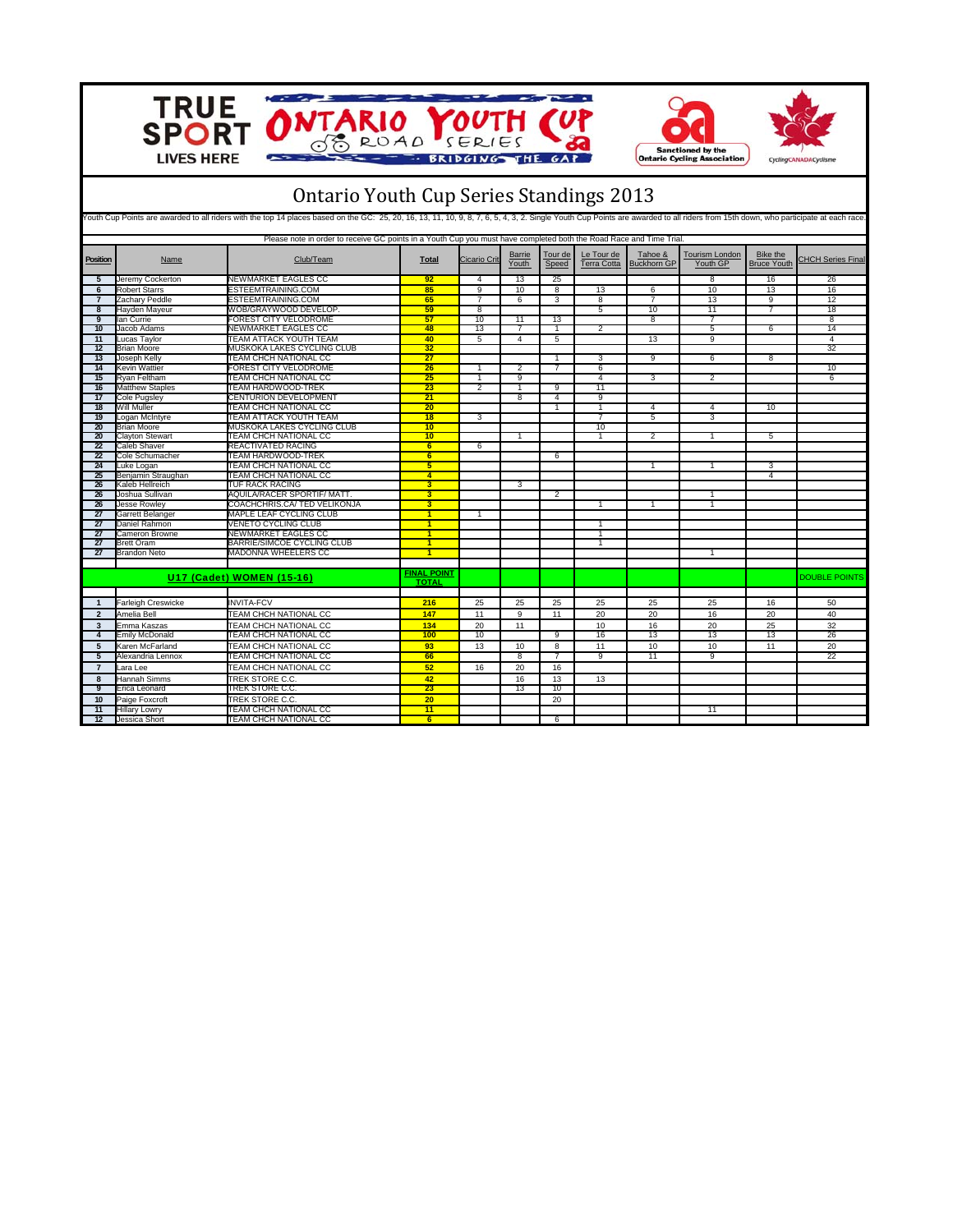# Ontario Youth Cup Series Standings 2013

Youth Cup Points are awarded to all riders with the top 14 places based on the GC: 25, 20, 16, 13, 11, 10, 9, 8, 7, 6, 5, 4, 3, 2. Single Youth Cup Points are awarded to all riders from 15th down, who participate at each race.

Please note in order to receive GC points in a Youth Cup you must have completed both the Road Race and Time Trial.

| Position | Name | Club/Team | Total | Cicario Crit | Barrie Youth | Tour de Speed | Le Tour de Terra Cotta | Tahoe & Buckhorn GP | Tourism London Youth GP | Bike the Bruce Youth | CHCH Series Final |
|---|---|---|---|---|---|---|---|---|---|---|---|
| 5 | Jeremy Cockerton | NEWMARKET EAGLES CC | 92 | 4 | 13 | 25 | | | 8 | 16 | 26 |
| 6 | Robert Starrs | ESTEEMTRAINING.COM | 85 | 9 | 10 | 8 | 13 | 6 | 10 | 13 | 16 |
| 7 | Zachary Peddle | ESTEEMTRAINING.COM | 65 | 7 | 6 | 3 | 8 | 7 | 13 | 9 | 12 |
| 8 | Hayden Mayeur | WOB/GRAYWOOD DEVELOP. | 59 | 8 | | | 5 | 10 | 11 | 7 | 18 |
| 9 | Ian Currie | FOREST CITY VELODROME | 57 | 10 | 11 | 13 | | 8 | 7 | | 8 |
| 10 | Jacob Adams | NEWMARKET EAGLES CC | 48 | 13 | 7 | 1 | 2 | | 5 | 6 | 14 |
| 11 | Lucas Taylor | TEAM ATTACK YOUTH TEAM | 40 | 5 | 4 | 5 | | 13 | 9 | | 4 |
| 12 | Brian Moore | MUSKOKA LAKES CYCLING CLUB | 32 | | | | | | | | 32 |
| 13 | Joseph Kelly | TEAM CHCH NATIONAL CC | 27 | | | 1 | 3 | 9 | 6 | 8 | |
| 14 | Kevin Wattier | FOREST CITY VELODROME | 26 | 1 | 2 | 7 | 6 | | | | 10 |
| 15 | Ryan Feltham | TEAM CHCH NATIONAL CC | 25 | 1 | 9 | | 4 | 3 | 2 | | 6 |
| 16 | Matthew Staples | TEAM HARDWOOD-TREK | 23 | 2 | 1 | 9 | 11 | | | | |
| 17 | Cole Pugsley | CENTURION DEVELOPMENT | 21 | | 8 | 4 | 9 | | | | |
| 18 | Will Muller | TEAM CHCH NATIONAL CC | 20 | | | 1 | 1 | 4 | 4 | 10 | |
| 19 | Logan McIntyre | TEAM ATTACK YOUTH TEAM | 18 | 3 | | | 7 | 5 | 3 | | |
| 20 | Brian Moore | MUSKOKA LAKES CYCLING CLUB | 10 | | | | 10 | | | | |
| 20 | Clayton Stewart | TEAM CHCH NATIONAL CC | 10 | | 1 | | 1 | 2 | 1 | 5 | |
| 22 | Caleb Shaver | REACTIVATED RACING | 6 | 6 | | | | | | | |
| 22 | Cole Schumacher | TEAM HARDWOOD-TREK | 6 | | | 6 | | | | | |
| 24 | Luke Logan | TEAM CHCH NATIONAL CC | 5 | | | | | 1 | 1 | 3 | |
| 25 | Benjamin Straughan | TEAM CHCH NATIONAL CC | 4 | | | | | | | 4 | |
| 26 | Kaleb Hellreich | TUF RACK RACING | 3 | | 3 | | | | | | |
| 26 | Joshua Sullivan | AQUILA/RACER SPORTIF/ MATT. | 3 | | | 2 | | | 1 | | |
| 26 | Jesse Rowley | COACHCHRIS.CA/ TED VELIKONJA | 3 | | | | 1 | 1 | 1 | | |
| 27 | Garrett Belanger | MAPLE LEAF CYCLING CLUB | 1 | 1 | | | | | | | |
| 27 | Daniel Rahmon | VENETO CYCLING CLUB | 1 | | | | 1 | | | | |
| 27 | Cameron Browne | NEWMARKET EAGLES CC | 1 | | | | 1 | | | | |
| 27 | Brett Oram | BARRIE/SIMCOE CYCLING CLUB | 1 | | | | 1 | | | | |
| 27 | Brandon Neto | MADONNA WHEELERS CC | 1 | | | | | | 1 | | |
| | **U17 (Cadet) WOMEN (15-16)** | | **FINAL POINT TOTAL** | | | | | | | | DOUBLE POINTS |
| 1 | Farleigh Creswicke | INVITA-FCV | 216 | 25 | 25 | 25 | 25 | 25 | 25 | 16 | 50 |
| 2 | Amelia Bell | TEAM CHCH NATIONAL CC | 147 | 11 | 9 | 11 | 20 | 20 | 16 | 20 | 40 |
| 3 | Emma Kaszas | TEAM CHCH NATIONAL CC | 134 | 20 | 11 | | 10 | 16 | 20 | 25 | 32 |
| 4 | Emily McDonald | TEAM CHCH NATIONAL CC | 100 | 10 | | 9 | 16 | 13 | 13 | 13 | 26 |
| 5 | Karen McFarland | TEAM CHCH NATIONAL CC | 93 | 13 | 10 | 8 | 11 | 10 | 10 | 11 | 20 |
| 5 | Alexandria Lennox | TEAM CHCH NATIONAL CC | 66 | | 8 | 7 | 9 | 11 | 9 | | 22 |
| 7 | Lara Lee | TEAM CHCH NATIONAL CC | 52 | 16 | 20 | 16 | | | | | |
| 8 | Hannah Simms | TREK STORE C.C. | 42 | | 16 | 13 | 13 | | | | |
| 9 | Erica Leonard | TREK STORE C.C. | 23 | | 13 | 10 | | | | | |
| 10 | Paige Foxcroft | TREK STORE C.C. | 20 | | | 20 | | | | | |
| 11 | Hillary Lowry | TEAM CHCH NATIONAL CC | 11 | | | | | | 11 | | |
| 12 | Jessica Short | TEAM CHCH NATIONAL CC | 6 | | | 6 | | | | | |